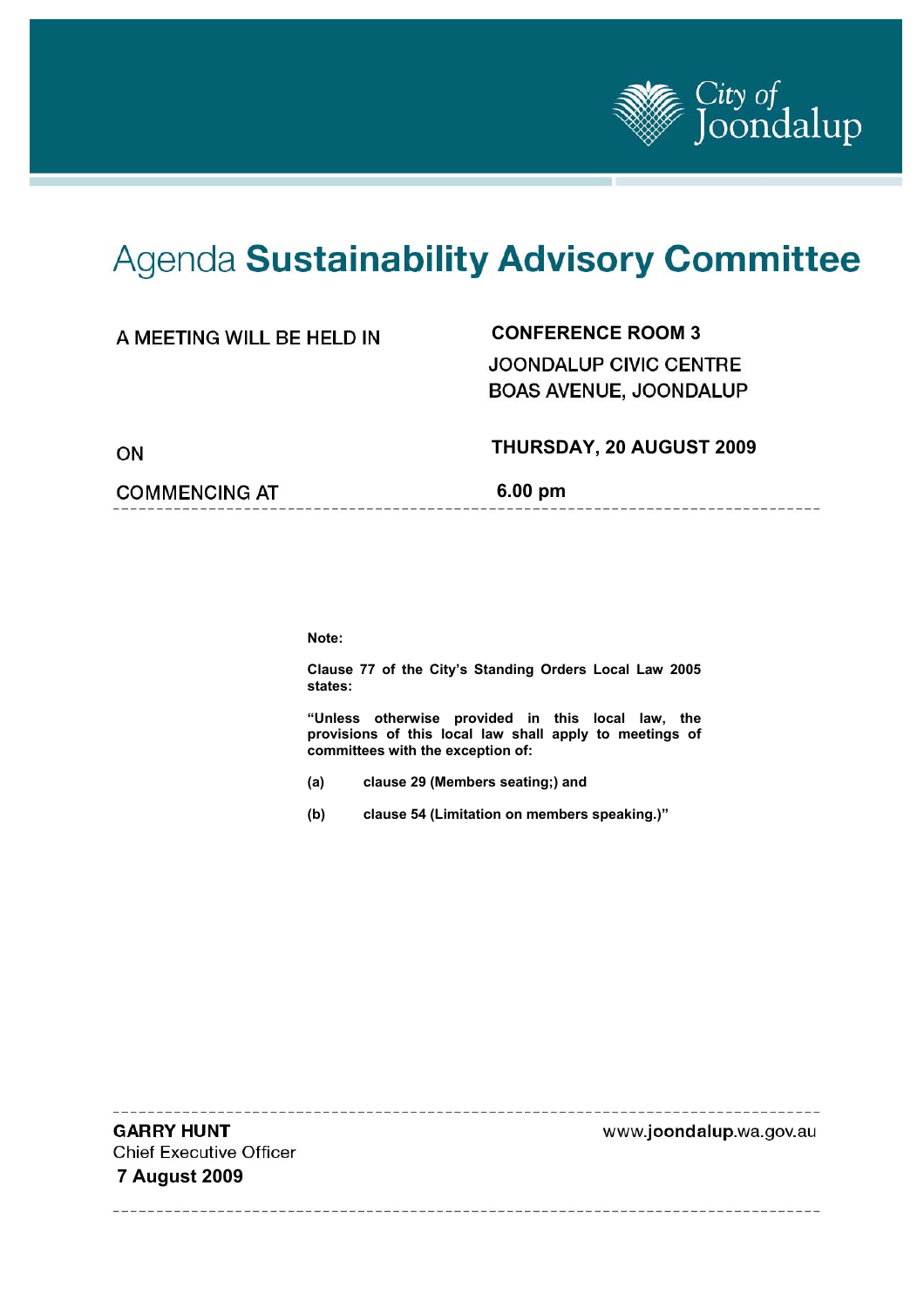City of Joondalup

# Agenda **Sustainability Advisory Committee**

| | |
|---|---|
| A MEETING WILL BE HELD IN | **CONFERENCE ROOM 3**<br>JOONDALUP CIVIC CENTRE<br>BOAS AVENUE, JOONDALUP |
| ON | **THURSDAY, 20 AUGUST 2009** |
| COMMENCING AT | **6.00 pm** |

---

**Note:**

**Clause 77 of the City's Standing Orders Local Law 2005 states:**

**"Unless otherwise provided in this local law, the provisions of this local law shall apply to meetings of committees with the exception of:**

**(a) clause 29 (Members seating;) and**

**(b) clause 54 (Limitation on members speaking.)"**

---

**GARRY HUNT**
Chief Executive Officer
**7 August 2009**

www.**joondalup**.wa.gov.au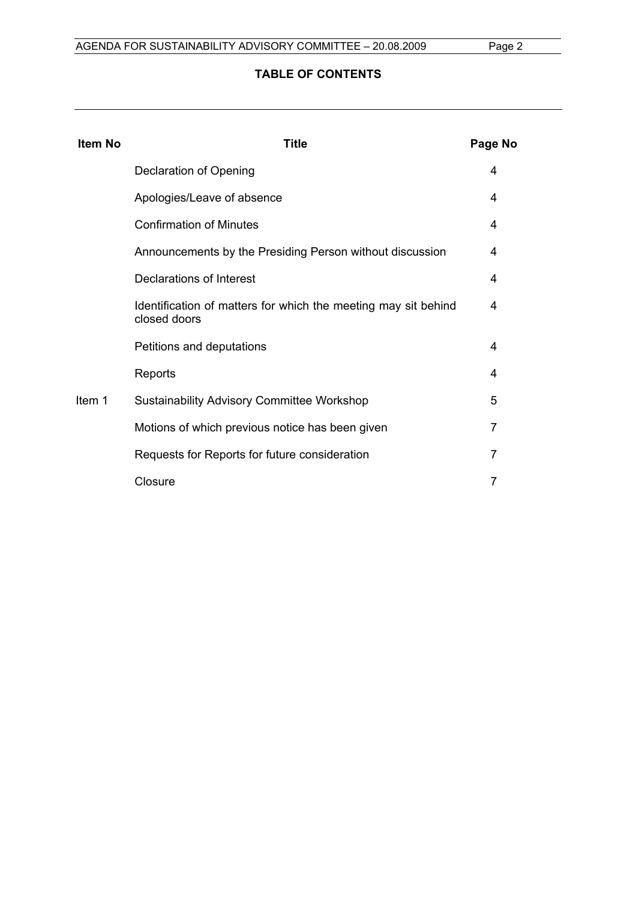## TABLE OF CONTENTS

| Item No | Title | Page No |
|---|---|---|
| | Declaration of Opening | 4 |
| | Apologies/Leave of absence | 4 |
| | Confirmation of Minutes | 4 |
| | Announcements by the Presiding Person without discussion | 4 |
| | Declarations of Interest | 4 |
| | Identification of matters for which the meeting may sit behind closed doors | 4 |
| | Petitions and deputations | 4 |
| | Reports | 4 |
| Item 1 | Sustainability Advisory Committee Workshop | 5 |
| | Motions of which previous notice has been given | 7 |
| | Requests for Reports for future consideration | 7 |
| | Closure | 7 |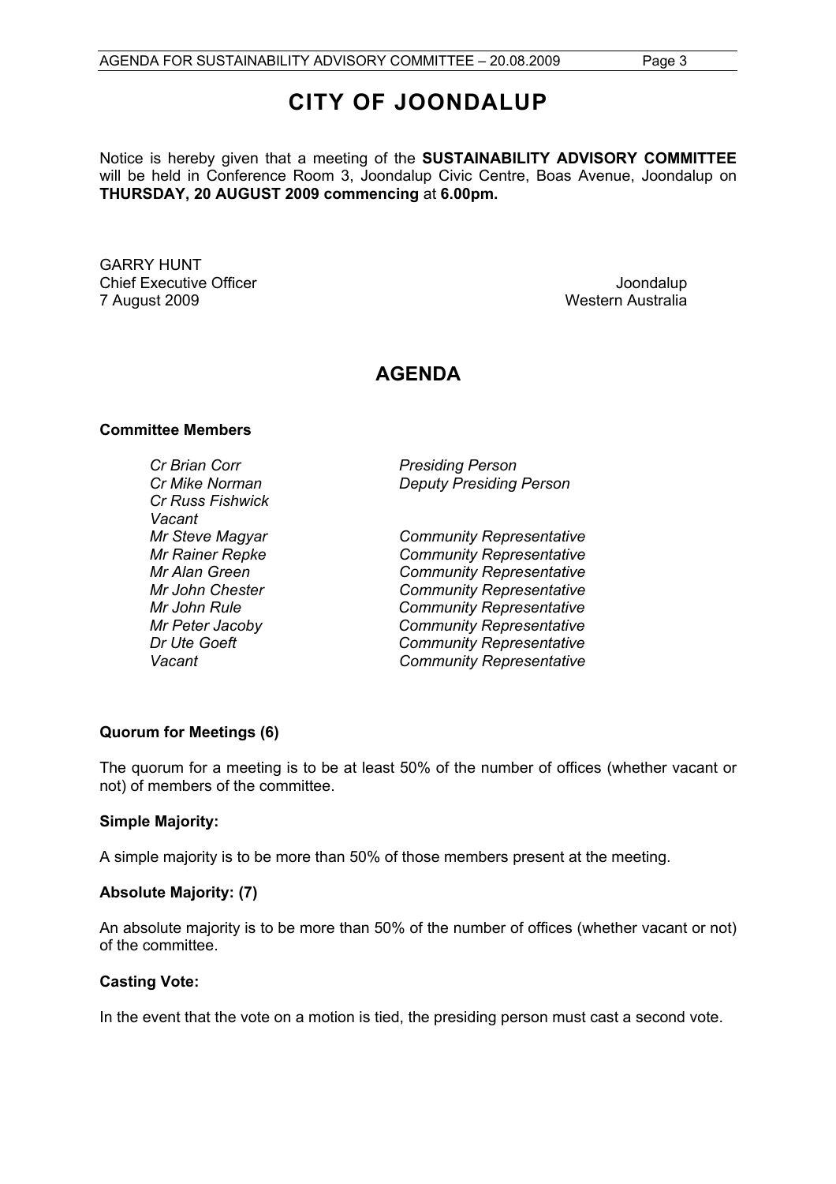# CITY OF JOONDALUP

Notice is hereby given that a meeting of the **SUSTAINABILITY ADVISORY COMMITTEE** will be held in Conference Room 3, Joondalup Civic Centre, Boas Avenue, Joondalup on **THURSDAY, 20 AUGUST 2009 commencing** at **6.00pm.**

GARRY HUNT
Chief Executive Officer
7 August 2009

Joondalup
Western Australia

## AGENDA

**Committee Members**

| | |
|---|---|
| *Cr Brian Corr* | *Presiding Person* |
| *Cr Mike Norman* | *Deputy Presiding Person* |
| *Cr Russ Fishwick* | |
| *Vacant* | |
| *Mr Steve Magyar* | *Community Representative* |
| *Mr Rainer Repke* | *Community Representative* |
| *Mr Alan Green* | *Community Representative* |
| *Mr John Chester* | *Community Representative* |
| *Mr John Rule* | *Community Representative* |
| *Mr Peter Jacoby* | *Community Representative* |
| *Dr Ute Goeft* | *Community Representative* |
| *Vacant* | *Community Representative* |

**Quorum for Meetings (6)**

The quorum for a meeting is to be at least 50% of the number of offices (whether vacant or not) of members of the committee.

**Simple Majority:**

A simple majority is to be more than 50% of those members present at the meeting.

**Absolute Majority: (7)**

An absolute majority is to be more than 50% of the number of offices (whether vacant or not) of the committee.

**Casting Vote:**

In the event that the vote on a motion is tied, the presiding person must cast a second vote.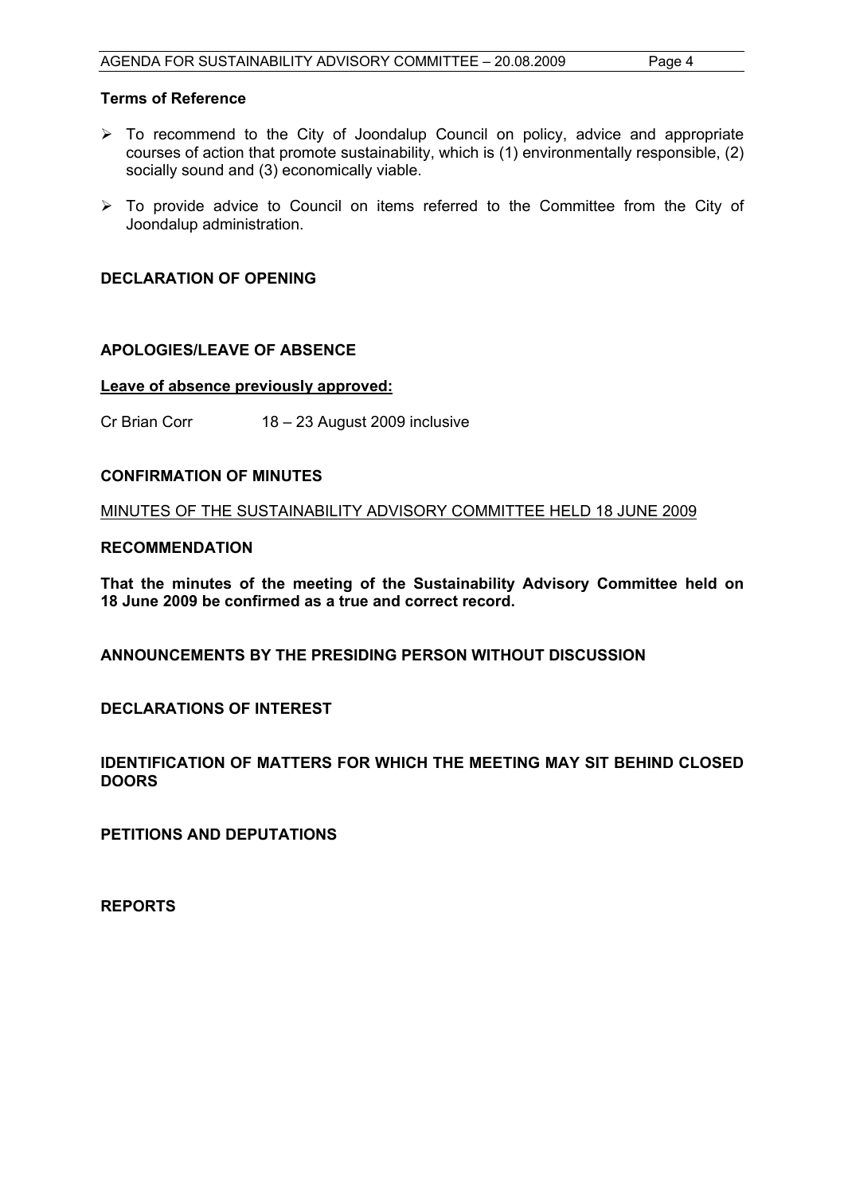**Terms of Reference**

- To recommend to the City of Joondalup Council on policy, advice and appropriate courses of action that promote sustainability, which is (1) environmentally responsible, (2) socially sound and (3) economically viable.
- To provide advice to Council on items referred to the Committee from the City of Joondalup administration.

## DECLARATION OF OPENING

## APOLOGIES/LEAVE OF ABSENCE

**Leave of absence previously approved:**

Cr Brian Corr 18 – 23 August 2009 inclusive

## CONFIRMATION OF MINUTES

MINUTES OF THE SUSTAINABILITY ADVISORY COMMITTEE HELD 18 JUNE 2009

**RECOMMENDATION**

**That the minutes of the meeting of the Sustainability Advisory Committee held on 18 June 2009 be confirmed as a true and correct record.**

## ANNOUNCEMENTS BY THE PRESIDING PERSON WITHOUT DISCUSSION

## DECLARATIONS OF INTEREST

## IDENTIFICATION OF MATTERS FOR WHICH THE MEETING MAY SIT BEHIND CLOSED DOORS

## PETITIONS AND DEPUTATIONS

## REPORTS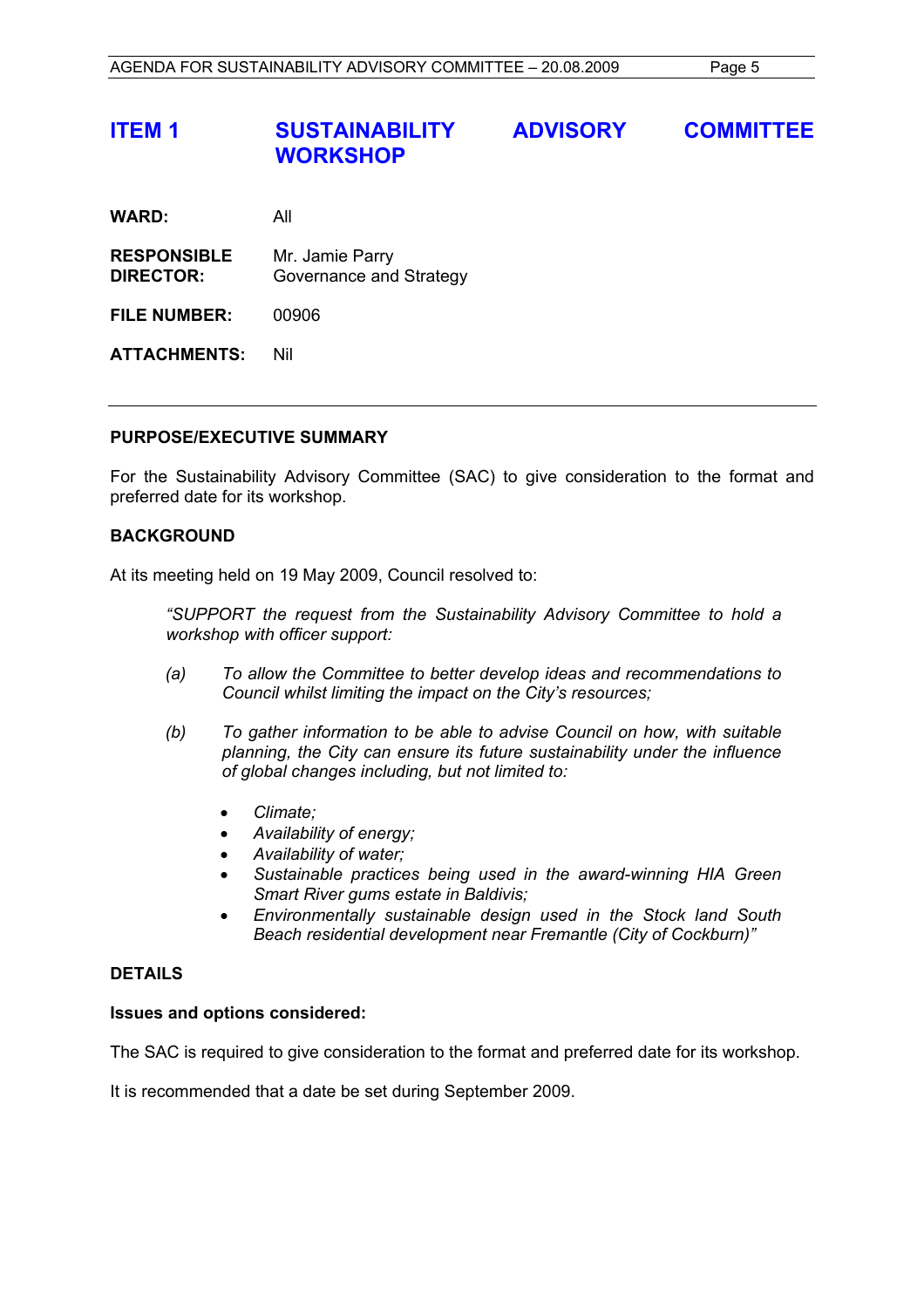# ITEM 1 SUSTAINABILITY ADVISORY COMMITTEE WORKSHOP

**WARD:** All

**RESPONSIBLE DIRECTOR:** Mr. Jamie Parry
Governance and Strategy

**FILE NUMBER:** 00906

**ATTACHMENTS:** Nil

---

**PURPOSE/EXECUTIVE SUMMARY**

For the Sustainability Advisory Committee (SAC) to give consideration to the format and preferred date for its workshop.

**BACKGROUND**

At its meeting held on 19 May 2009, Council resolved to:

> *"SUPPORT the request from the Sustainability Advisory Committee to hold a workshop with officer support:*
>
> *(a) To allow the Committee to better develop ideas and recommendations to Council whilst limiting the impact on the City's resources;*
>
> *(b) To gather information to be able to advise Council on how, with suitable planning, the City can ensure its future sustainability under the influence of global changes including, but not limited to:*
>
> - *Climate;*
> - *Availability of energy;*
> - *Availability of water;*
> - *Sustainable practices being used in the award-winning HIA Green Smart River gums estate in Baldivis;*
> - *Environmentally sustainable design used in the Stock land South Beach residential development near Fremantle (City of Cockburn)"*

**DETAILS**

**Issues and options considered:**

The SAC is required to give consideration to the format and preferred date for its workshop.

It is recommended that a date be set during September 2009.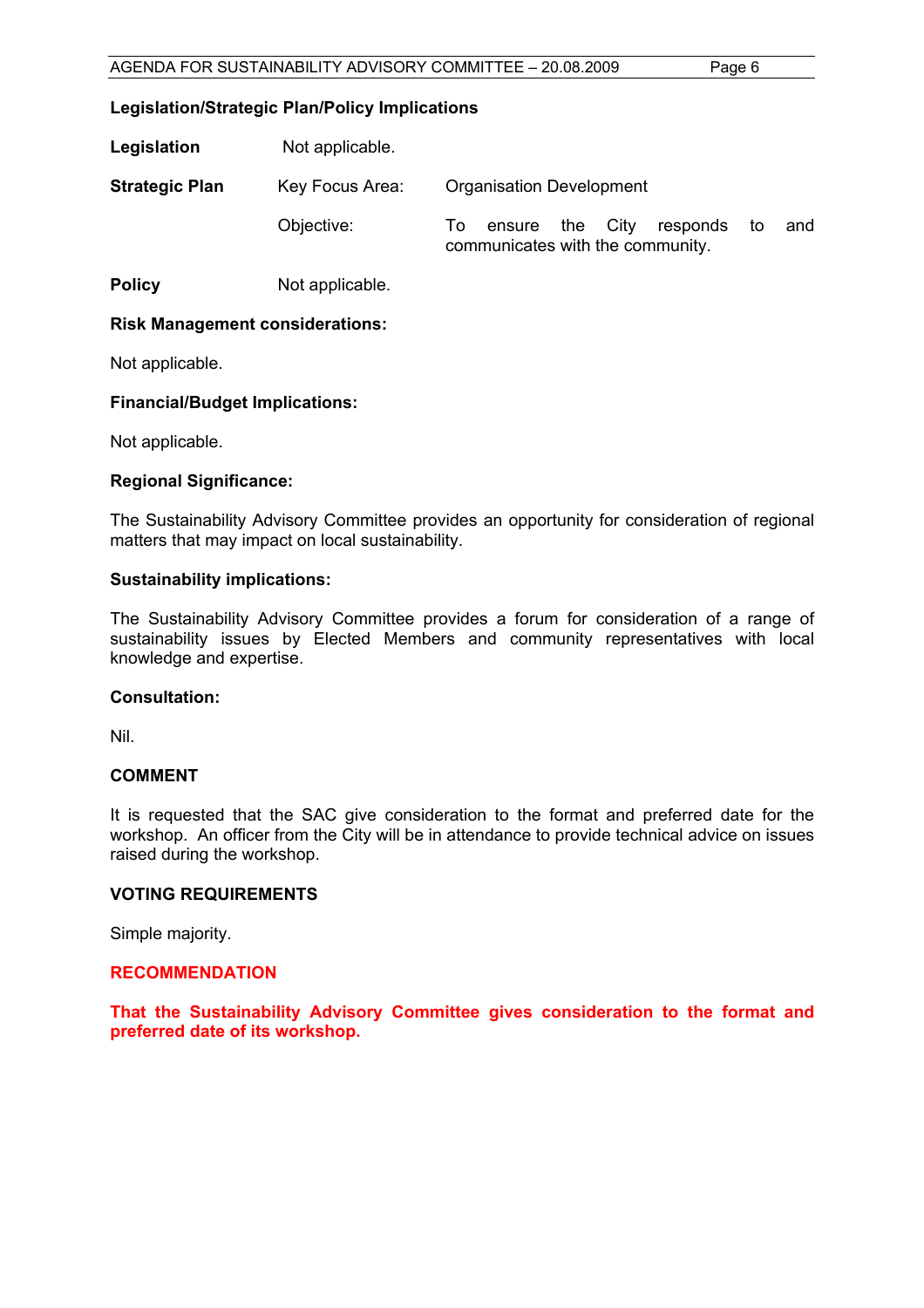**Legislation/Strategic Plan/Policy Implications**

| | | |
|---|---|---|
| **Legislation** | Not applicable. | |
| **Strategic Plan** | Key Focus Area: | Organisation Development |
| | Objective: | To ensure the City responds to and communicates with the community. |
| **Policy** | Not applicable. | |

**Risk Management considerations:**

Not applicable.

**Financial/Budget Implications:**

Not applicable.

**Regional Significance:**

The Sustainability Advisory Committee provides an opportunity for consideration of regional matters that may impact on local sustainability.

**Sustainability implications:**

The Sustainability Advisory Committee provides a forum for consideration of a range of sustainability issues by Elected Members and community representatives with local knowledge and expertise.

**Consultation:**

Nil.

**COMMENT**

It is requested that the SAC give consideration to the format and preferred date for the workshop. An officer from the City will be in attendance to provide technical advice on issues raised during the workshop.

**VOTING REQUIREMENTS**

Simple majority.

**RECOMMENDATION**

**That the Sustainability Advisory Committee gives consideration to the format and preferred date of its workshop.**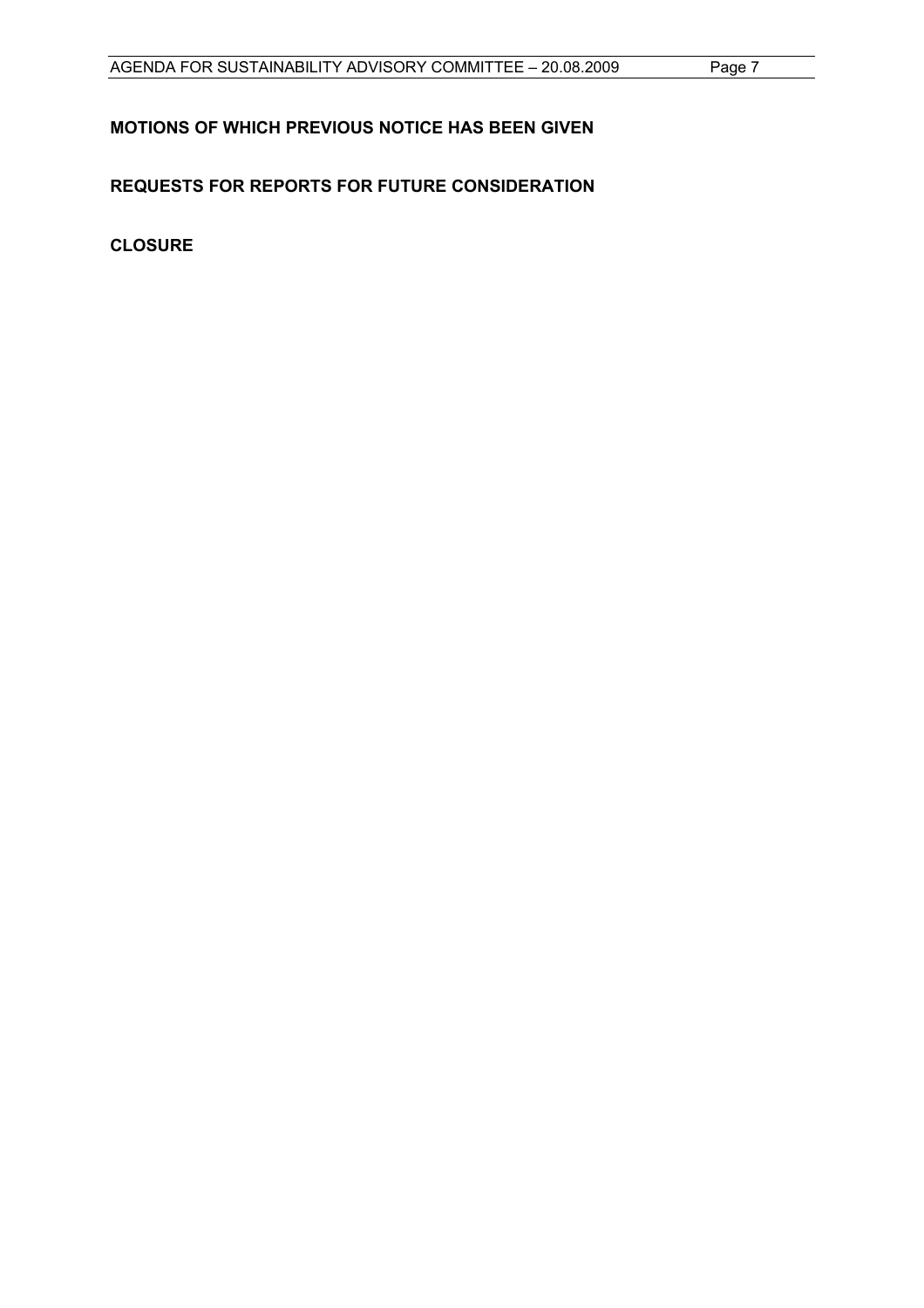**MOTIONS OF WHICH PREVIOUS NOTICE HAS BEEN GIVEN**

**REQUESTS FOR REPORTS FOR FUTURE CONSIDERATION**

**CLOSURE**